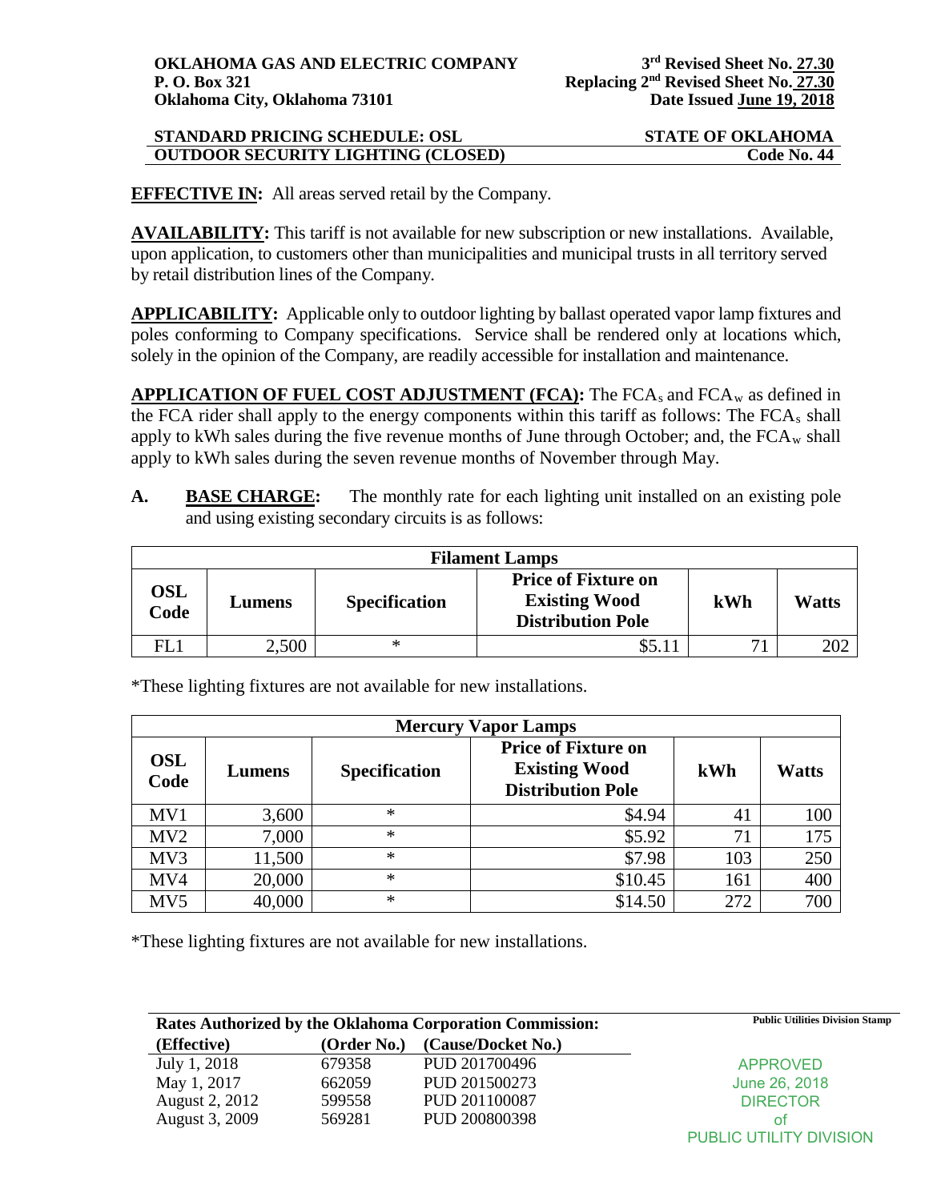**OKLAHOMA GAS AND ELECTRIC COMPANY**
**P. O. Box 321**
**Oklahoma City, Oklahoma 73101**

**3rd Revised Sheet No. 27.30**
**Replacing 2nd Revised Sheet No. 27.30**
**Date Issued June 19, 2018**

**STANDARD PRICING SCHEDULE: OSL** — **STATE OF OKLAHOMA**
**OUTDOOR SECURITY LIGHTING (CLOSED)** — **Code No. 44**

**EFFECTIVE IN:** All areas served retail by the Company.

**AVAILABILITY:** This tariff is not available for new subscription or new installations. Available, upon application, to customers other than municipalities and municipal trusts in all territory served by retail distribution lines of the Company.

**APPLICABILITY:** Applicable only to outdoor lighting by ballast operated vapor lamp fixtures and poles conforming to Company specifications. Service shall be rendered only at locations which, solely in the opinion of the Company, are readily accessible for installation and maintenance.

**APPLICATION OF FUEL COST ADJUSTMENT (FCA):** The $FCA_s$ and $FCA_w$ as defined in the FCA rider shall apply to the energy components within this tariff as follows: The $FCA_s$ shall apply to kWh sales during the five revenue months of June through October; and, the $FCA_w$ shall apply to kWh sales during the seven revenue months of November through May.

**A. BASE CHARGE:** The monthly rate for each lighting unit installed on an existing pole and using existing secondary circuits is as follows:

| Filament Lamps | | | | | |
|---|---|---|---|---|---|
| **OSL Code** | **Lumens** | **Specification** | **Price of Fixture on Existing Wood Distribution Pole** | **kWh** | **Watts** |
| FL1 | 2,500 | * | $5.11 | 71 | 202 |

*These lighting fixtures are not available for new installations.

| Mercury Vapor Lamps | | | | | |
|---|---|---|---|---|---|
| **OSL Code** | **Lumens** | **Specification** | **Price of Fixture on Existing Wood Distribution Pole** | **kWh** | **Watts** |
| MV1 | 3,600 | * | $4.94 | 41 | 100 |
| MV2 | 7,000 | * | $5.92 | 71 | 175 |
| MV3 | 11,500 | * | $7.98 | 103 | 250 |
| MV4 | 20,000 | * | $10.45 | 161 | 400 |
| MV5 | 40,000 | * | $14.50 | 272 | 700 |

*These lighting fixtures are not available for new installations.

**Rates Authorized by the Oklahoma Corporation Commission:**

| (Effective) | (Order No.) | (Cause/Docket No.) |
|---|---|---|
| July 1, 2018 | 679358 | PUD 201700496 |
| May 1, 2017 | 662059 | PUD 201500273 |
| August 2, 2012 | 599558 | PUD 201100087 |
| August 3, 2009 | 569281 | PUD 200800398 |

Public Utilities Division Stamp

APPROVED
June 26, 2018
DIRECTOR
of
PUBLIC UTILITY DIVISION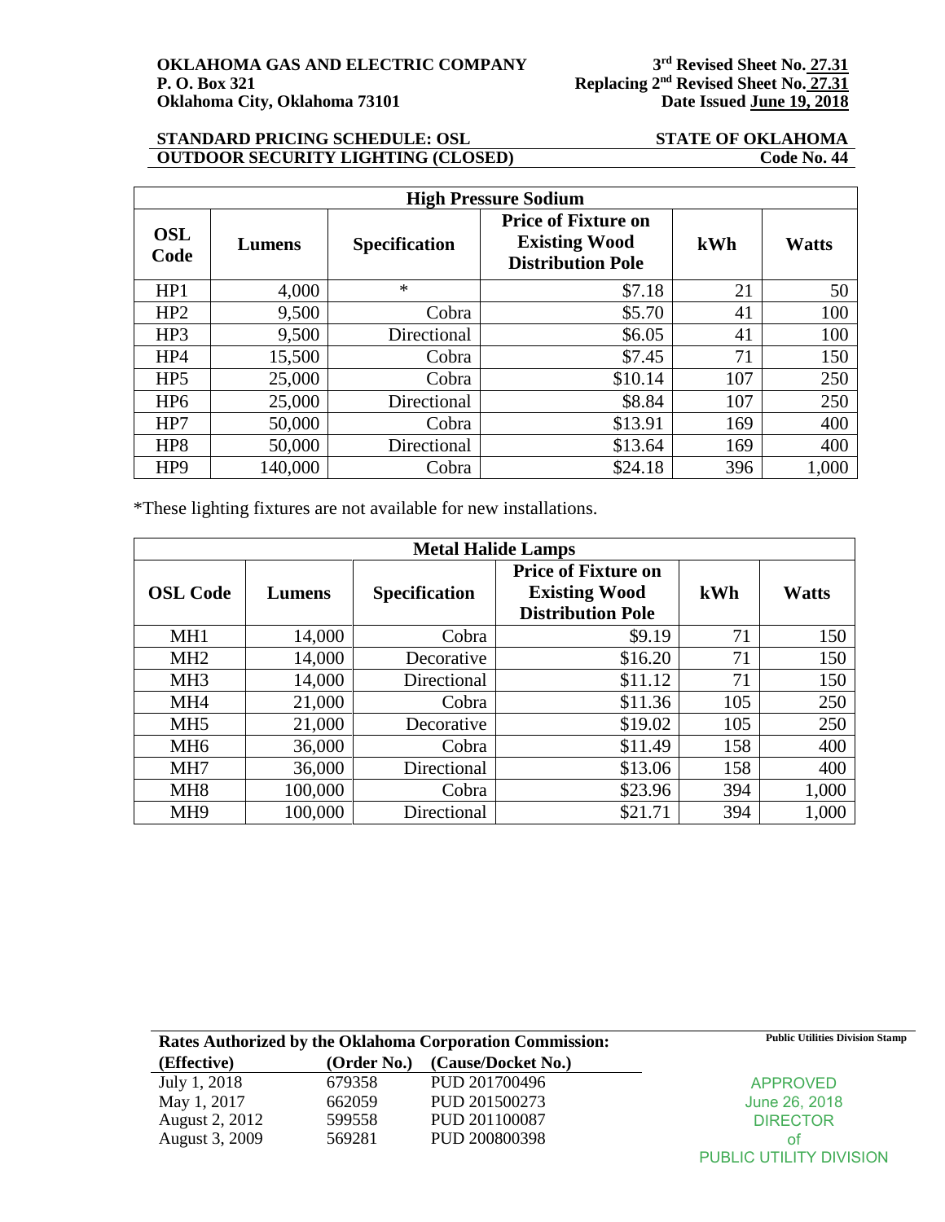**OKLAHOMA GAS AND ELECTRIC COMPANY**
**P. O. Box 321**
**Oklahoma City, Oklahoma 73101**

**3rd Revised Sheet No. 27.31**
**Replacing 2nd Revised Sheet No. 27.31**
**Date Issued June 19, 2018**

**STANDARD PRICING SCHEDULE: OSL** **STATE OF OKLAHOMA**
**OUTDOOR SECURITY LIGHTING (CLOSED)** **Code No. 44**

| High Pressure Sodium | | | | | |
|---|---|---|---|---|---|
| **OSL Code** | **Lumens** | **Specification** | **Price of Fixture on Existing Wood Distribution Pole** | **kWh** | **Watts** |
| HP1 | 4,000 | * | $7.18 | 21 | 50 |
| HP2 | 9,500 | Cobra | $5.70 | 41 | 100 |
| HP3 | 9,500 | Directional | $6.05 | 41 | 100 |
| HP4 | 15,500 | Cobra | $7.45 | 71 | 150 |
| HP5 | 25,000 | Cobra | $10.14 | 107 | 250 |
| HP6 | 25,000 | Directional | $8.84 | 107 | 250 |
| HP7 | 50,000 | Cobra | $13.91 | 169 | 400 |
| HP8 | 50,000 | Directional | $13.64 | 169 | 400 |
| HP9 | 140,000 | Cobra | $24.18 | 396 | 1,000 |

*These lighting fixtures are not available for new installations.

| Metal Halide Lamps | | | | | |
|---|---|---|---|---|---|
| **OSL Code** | **Lumens** | **Specification** | **Price of Fixture on Existing Wood Distribution Pole** | **kWh** | **Watts** |
| MH1 | 14,000 | Cobra | $9.19 | 71 | 150 |
| MH2 | 14,000 | Decorative | $16.20 | 71 | 150 |
| MH3 | 14,000 | Directional | $11.12 | 71 | 150 |
| MH4 | 21,000 | Cobra | $11.36 | 105 | 250 |
| MH5 | 21,000 | Decorative | $19.02 | 105 | 250 |
| MH6 | 36,000 | Cobra | $11.49 | 158 | 400 |
| MH7 | 36,000 | Directional | $13.06 | 158 | 400 |
| MH8 | 100,000 | Cobra | $23.96 | 394 | 1,000 |
| MH9 | 100,000 | Directional | $21.71 | 394 | 1,000 |

**Rates Authorized by the Oklahoma Corporation Commission:**

| (Effective) | (Order No.) | (Cause/Docket No.) |
|---|---|---|
| July 1, 2018 | 679358 | PUD 201700496 |
| May 1, 2017 | 662059 | PUD 201500273 |
| August 2, 2012 | 599558 | PUD 201100087 |
| August 3, 2009 | 569281 | PUD 200800398 |

**Public Utilities Division Stamp**

APPROVED
June 26, 2018
DIRECTOR
of
PUBLIC UTILITY DIVISION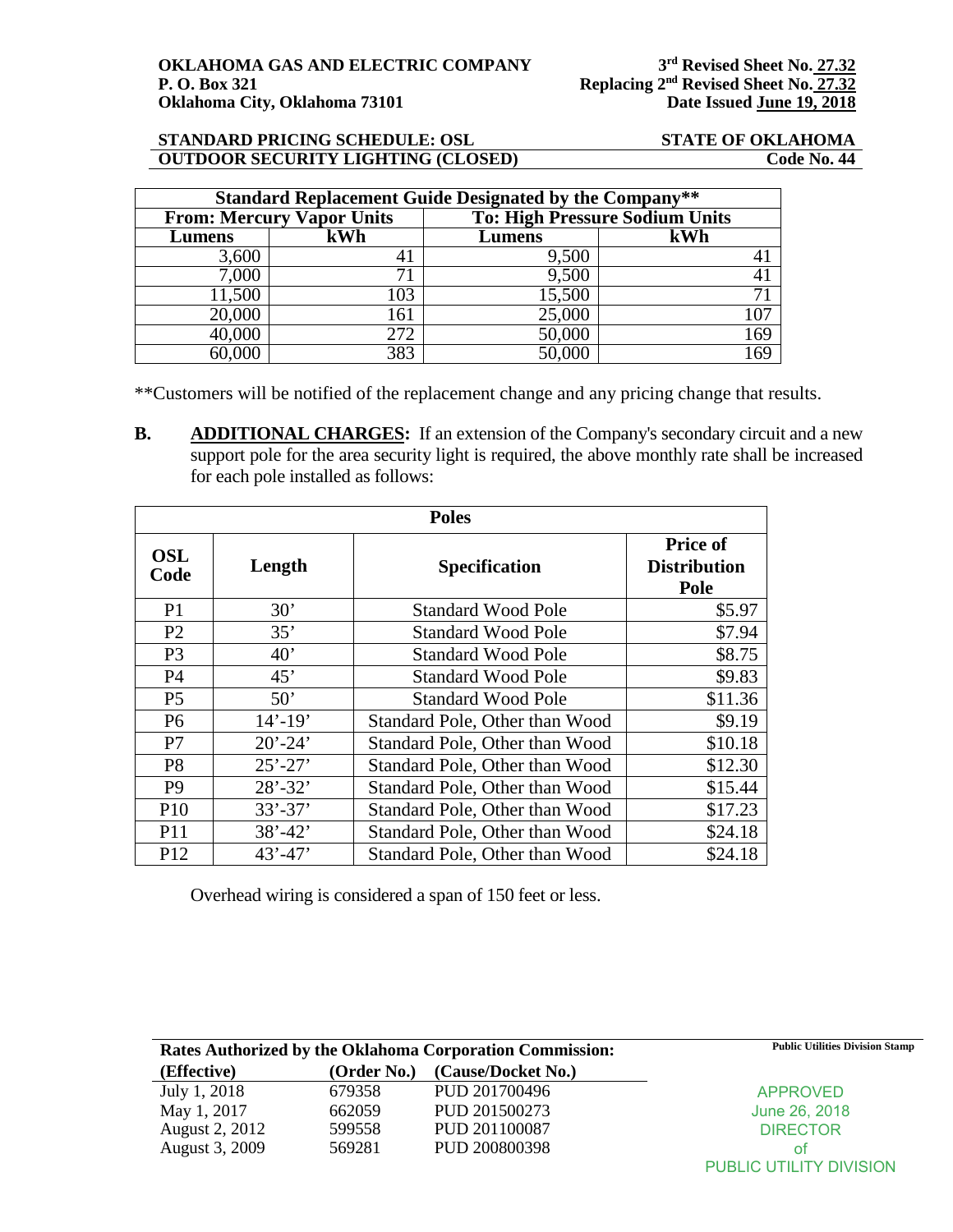OKLAHOMA GAS AND ELECTRIC COMPANY
P. O. Box 321
Oklahoma City, Oklahoma 73101

3rd Revised Sheet No. 27.32
Replacing 2nd Revised Sheet No. 27.32
Date Issued June 19, 2018

**STANDARD PRICING SCHEDULE: OSL** — **STATE OF OKLAHOMA**
**OUTDOOR SECURITY LIGHTING (CLOSED)** — **Code No. 44**

| Standard Replacement Guide Designated by the Company** | | | |
|---|---|---|---|
| **From: Mercury Vapor Units** | | **To: High Pressure Sodium Units** | |
| **Lumens** | **kWh** | **Lumens** | **kWh** |
| 3,600 | 41 | 9,500 | 41 |
| 7,000 | 71 | 9,500 | 41 |
| 11,500 | 103 | 15,500 | 71 |
| 20,000 | 161 | 25,000 | 107 |
| 40,000 | 272 | 50,000 | 169 |
| 60,000 | 383 | 50,000 | 169 |

**Customers will be notified of the replacement change and any pricing change that results.

**B.** **ADDITIONAL CHARGES:** If an extension of the Company's secondary circuit and a new support pole for the area security light is required, the above monthly rate shall be increased for each pole installed as follows:

| Poles | | | |
|---|---|---|---|
| **OSL Code** | **Length** | **Specification** | **Price of Distribution Pole** |
| P1 | 30' | Standard Wood Pole | $5.97 |
| P2 | 35' | Standard Wood Pole | $7.94 |
| P3 | 40' | Standard Wood Pole | $8.75 |
| P4 | 45' | Standard Wood Pole | $9.83 |
| P5 | 50' | Standard Wood Pole | $11.36 |
| P6 | 14'-19' | Standard Pole, Other than Wood | $9.19 |
| P7 | 20'-24' | Standard Pole, Other than Wood | $10.18 |
| P8 | 25'-27' | Standard Pole, Other than Wood | $12.30 |
| P9 | 28'-32' | Standard Pole, Other than Wood | $15.44 |
| P10 | 33'-37' | Standard Pole, Other than Wood | $17.23 |
| P11 | 38'-42' | Standard Pole, Other than Wood | $24.18 |
| P12 | 43'-47' | Standard Pole, Other than Wood | $24.18 |

Overhead wiring is considered a span of 150 feet or less.

**Rates Authorized by the Oklahoma Corporation Commission:**

| (Effective) | (Order No.) | (Cause/Docket No.) |
|---|---|---|
| July 1, 2018 | 679358 | PUD 201700496 |
| May 1, 2017 | 662059 | PUD 201500273 |
| August 2, 2012 | 599558 | PUD 201100087 |
| August 3, 2009 | 569281 | PUD 200800398 |

Public Utilities Division Stamp

APPROVED
June 26, 2018
DIRECTOR
of
PUBLIC UTILITY DIVISION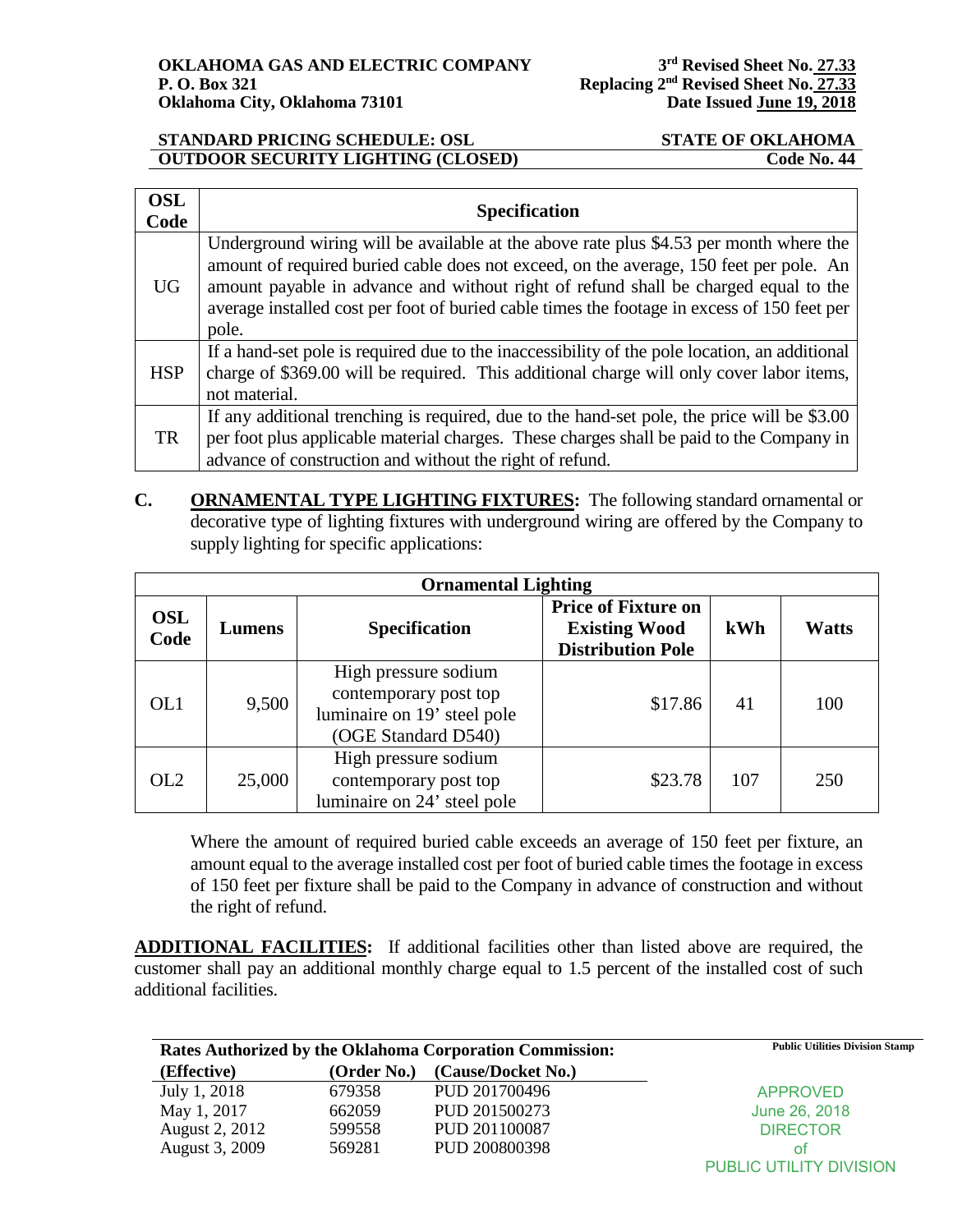**OKLAHOMA GAS AND ELECTRIC COMPANY**
**P. O. Box 321**
**Oklahoma City, Oklahoma 73101**

**3rd Revised Sheet No. 27.33**
**Replacing 2nd Revised Sheet No. 27.33**
**Date Issued June 19, 2018**

**STANDARD PRICING SCHEDULE: OSL** **STATE OF OKLAHOMA**
**OUTDOOR SECURITY LIGHTING (CLOSED)** **Code No. 44**

| OSL Code | Specification |
|---|---|
| UG | Underground wiring will be available at the above rate plus $4.53 per month where the amount of required buried cable does not exceed, on the average, 150 feet per pole. An amount payable in advance and without right of refund shall be charged equal to the average installed cost per foot of buried cable times the footage in excess of 150 feet per pole. |
| HSP | If a hand-set pole is required due to the inaccessibility of the pole location, an additional charge of $369.00 will be required. This additional charge will only cover labor items, not material. |
| TR | If any additional trenching is required, due to the hand-set pole, the price will be $3.00 per foot plus applicable material charges. These charges shall be paid to the Company in advance of construction and without the right of refund. |

**C. ORNAMENTAL TYPE LIGHTING FIXTURES:** The following standard ornamental or decorative type of lighting fixtures with underground wiring are offered by the Company to supply lighting for specific applications:

| Ornamental Lighting | | | | | |
|---|---|---|---|---|---|
| **OSL Code** | **Lumens** | **Specification** | **Price of Fixture on Existing Wood Distribution Pole** | **kWh** | **Watts** |
| OL1 | 9,500 | High pressure sodium contemporary post top luminaire on 19' steel pole (OGE Standard D540) | $17.86 | 41 | 100 |
| OL2 | 25,000 | High pressure sodium contemporary post top luminaire on 24' steel pole | $23.78 | 107 | 250 |

Where the amount of required buried cable exceeds an average of 150 feet per fixture, an amount equal to the average installed cost per foot of buried cable times the footage in excess of 150 feet per fixture shall be paid to the Company in advance of construction and without the right of refund.

**ADDITIONAL FACILITIES:** If additional facilities other than listed above are required, the customer shall pay an additional monthly charge equal to 1.5 percent of the installed cost of such additional facilities.

**Rates Authorized by the Oklahoma Corporation Commission:**

| (Effective) | (Order No.) | (Cause/Docket No.) |
|---|---|---|
| July 1, 2018 | 679358 | PUD 201700496 |
| May 1, 2017 | 662059 | PUD 201500273 |
| August 2, 2012 | 599558 | PUD 201100087 |
| August 3, 2009 | 569281 | PUD 200800398 |

Public Utilities Division Stamp

APPROVED
June 26, 2018
DIRECTOR
of
PUBLIC UTILITY DIVISION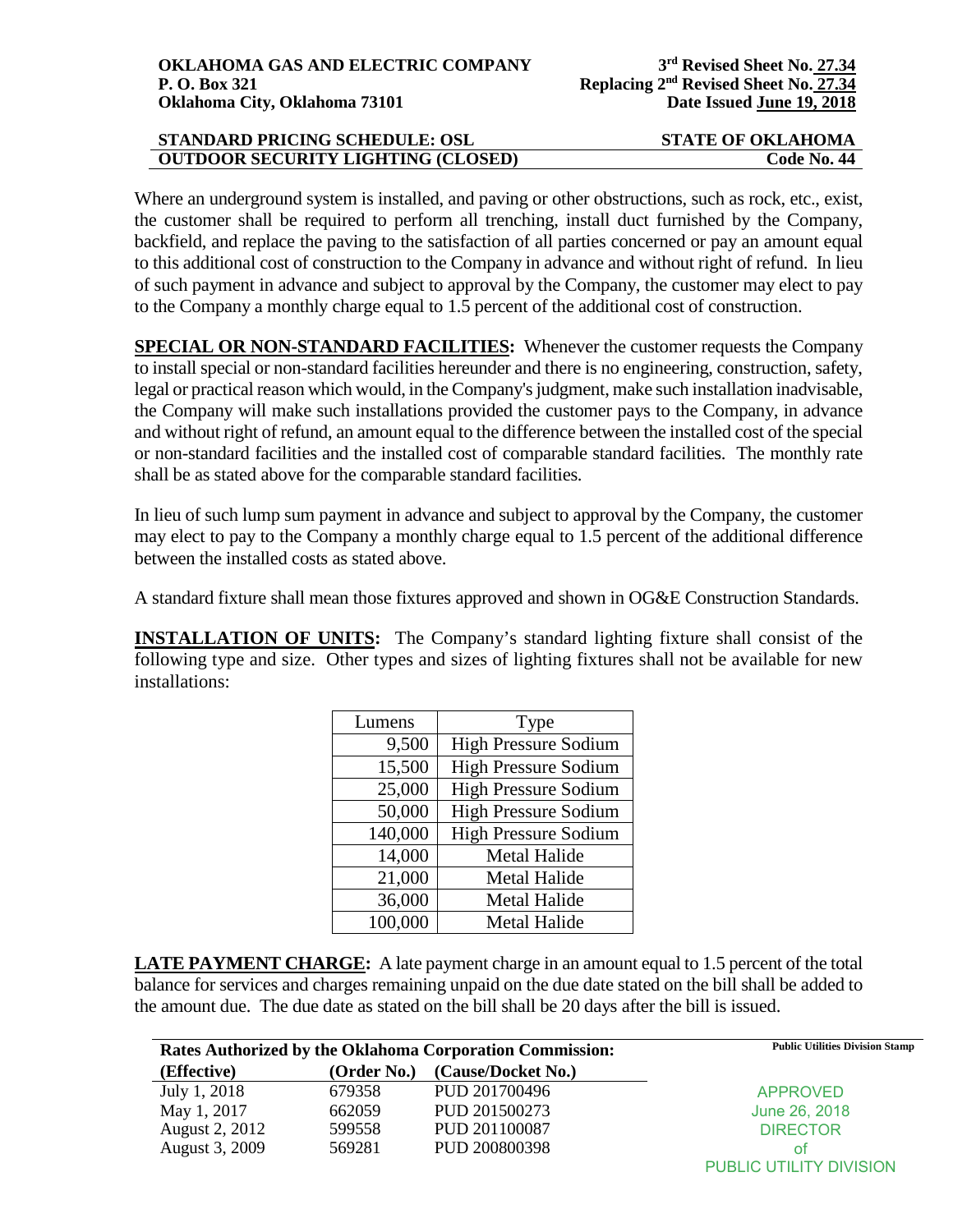Where an underground system is installed, and paving or other obstructions, such as rock, etc., exist, the customer shall be required to perform all trenching, install duct furnished by the Company, backfield, and replace the paving to the satisfaction of all parties concerned or pay an amount equal to this additional cost of construction to the Company in advance and without right of refund. In lieu of such payment in advance and subject to approval by the Company, the customer may elect to pay to the Company a monthly charge equal to 1.5 percent of the additional cost of construction.

**SPECIAL OR NON-STANDARD FACILITIES:** Whenever the customer requests the Company to install special or non-standard facilities hereunder and there is no engineering, construction, safety, legal or practical reason which would, in the Company's judgment, make such installation inadvisable, the Company will make such installations provided the customer pays to the Company, in advance and without right of refund, an amount equal to the difference between the installed cost of the special or non-standard facilities and the installed cost of comparable standard facilities. The monthly rate shall be as stated above for the comparable standard facilities.

In lieu of such lump sum payment in advance and subject to approval by the Company, the customer may elect to pay to the Company a monthly charge equal to 1.5 percent of the additional difference between the installed costs as stated above.

A standard fixture shall mean those fixtures approved and shown in OG&E Construction Standards.

**INSTALLATION OF UNITS:** The Company's standard lighting fixture shall consist of the following type and size. Other types and sizes of lighting fixtures shall not be available for new installations:

| Lumens | Type |
|---:|:---:|
| 9,500 | High Pressure Sodium |
| 15,500 | High Pressure Sodium |
| 25,000 | High Pressure Sodium |
| 50,000 | High Pressure Sodium |
| 140,000 | High Pressure Sodium |
| 14,000 | Metal Halide |
| 21,000 | Metal Halide |
| 36,000 | Metal Halide |
| 100,000 | Metal Halide |

**LATE PAYMENT CHARGE:** A late payment charge in an amount equal to 1.5 percent of the total balance for services and charges remaining unpaid on the due date stated on the bill shall be added to the amount due. The due date as stated on the bill shall be 20 days after the bill is issued.

**Rates Authorized by the Oklahoma Corporation Commission:**

| (Effective) | (Order No.) | (Cause/Docket No.) |
|---|---|---|
| July 1, 2018 | 679358 | PUD 201700496 |
| May 1, 2017 | 662059 | PUD 201500273 |
| August 2, 2012 | 599558 | PUD 201100087 |
| August 3, 2009 | 569281 | PUD 200800398 |

Public Utilities Division Stamp

APPROVED
June 26, 2018
DIRECTOR
of
PUBLIC UTILITY DIVISION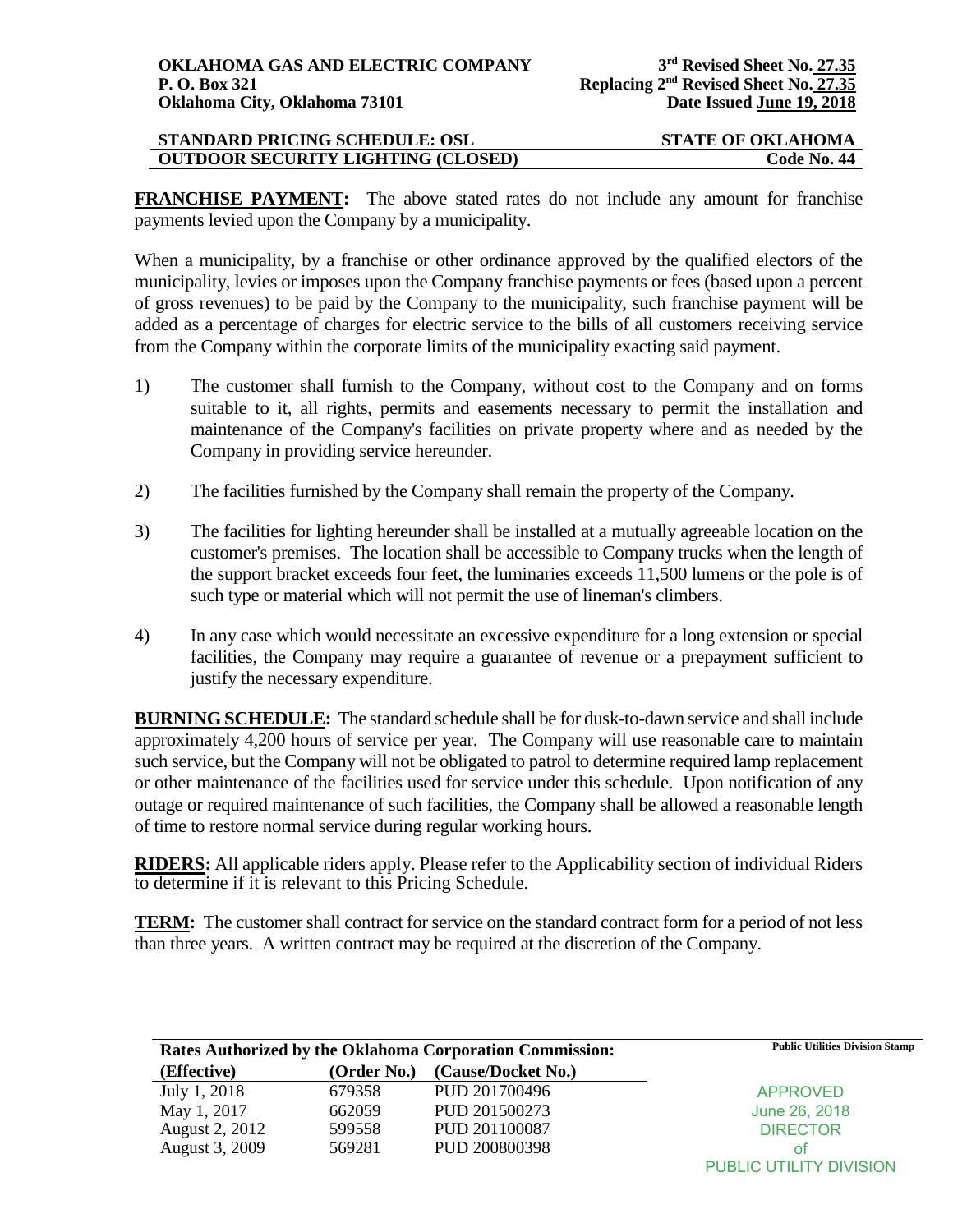**FRANCHISE PAYMENT:** The above stated rates do not include any amount for franchise payments levied upon the Company by a municipality.

When a municipality, by a franchise or other ordinance approved by the qualified electors of the municipality, levies or imposes upon the Company franchise payments or fees (based upon a percent of gross revenues) to be paid by the Company to the municipality, such franchise payment will be added as a percentage of charges for electric service to the bills of all customers receiving service from the Company within the corporate limits of the municipality exacting said payment.

1) The customer shall furnish to the Company, without cost to the Company and on forms suitable to it, all rights, permits and easements necessary to permit the installation and maintenance of the Company's facilities on private property where and as needed by the Company in providing service hereunder.

2) The facilities furnished by the Company shall remain the property of the Company.

3) The facilities for lighting hereunder shall be installed at a mutually agreeable location on the customer's premises. The location shall be accessible to Company trucks when the length of the support bracket exceeds four feet, the luminaries exceeds 11,500 lumens or the pole is of such type or material which will not permit the use of lineman's climbers.

4) In any case which would necessitate an excessive expenditure for a long extension or special facilities, the Company may require a guarantee of revenue or a prepayment sufficient to justify the necessary expenditure.

**BURNING SCHEDULE:** The standard schedule shall be for dusk-to-dawn service and shall include approximately 4,200 hours of service per year. The Company will use reasonable care to maintain such service, but the Company will not be obligated to patrol to determine required lamp replacement or other maintenance of the facilities used for service under this schedule. Upon notification of any outage or required maintenance of such facilities, the Company shall be allowed a reasonable length of time to restore normal service during regular working hours.

**RIDERS:** All applicable riders apply. Please refer to the Applicability section of individual Riders to determine if it is relevant to this Pricing Schedule.

**TERM:** The customer shall contract for service on the standard contract form for a period of not less than three years. A written contract may be required at the discretion of the Company.

**Rates Authorized by the Oklahoma Corporation Commission:**

| (Effective) | (Order No.) | (Cause/Docket No.) |
|---|---|---|
| July 1, 2018 | 679358 | PUD 201700496 |
| May 1, 2017 | 662059 | PUD 201500273 |
| August 2, 2012 | 599558 | PUD 201100087 |
| August 3, 2009 | 569281 | PUD 200800398 |

Public Utilities Division Stamp

APPROVED
June 26, 2018
DIRECTOR
of
PUBLIC UTILITY DIVISION